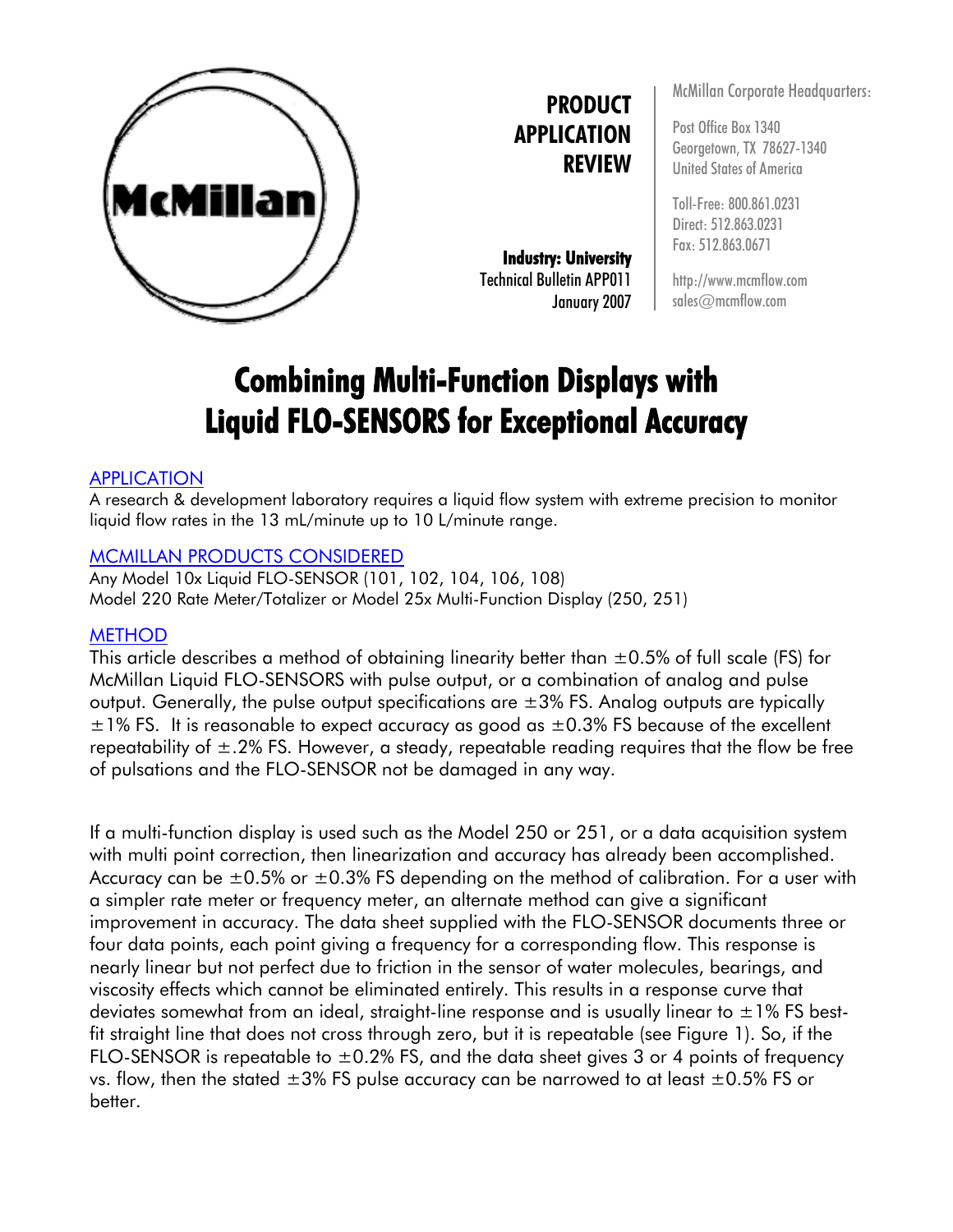**PRODUCT APPLICATION REVIEW**

**Industry: University**
Technical Bulletin APP011
January 2007

McMillan Corporate Headquarters:

Post Office Box 1340
Georgetown, TX 78627-1340
United States of America

Toll-Free: 800.861.0231
Direct: 512.863.0231
Fax: 512.863.0671

http://www.mcmflow.com
sales@mcmflow.com

# Combining Multi-Function Displays with Liquid FLO-SENSORS for Exceptional Accuracy

## APPLICATION

A research & development laboratory requires a liquid flow system with extreme precision to monitor liquid flow rates in the 13 mL/minute up to 10 L/minute range.

## MCMILLAN PRODUCTS CONSIDERED

Any Model 10x Liquid FLO-SENSOR (101, 102, 104, 106, 108)
Model 220 Rate Meter/Totalizer or Model 25x Multi-Function Display (250, 251)

## METHOD

This article describes a method of obtaining linearity better than ±0.5% of full scale (FS) for McMillan Liquid FLO-SENSORS with pulse output, or a combination of analog and pulse output. Generally, the pulse output specifications are ±3% FS. Analog outputs are typically ±1% FS. It is reasonable to expect accuracy as good as ±0.3% FS because of the excellent repeatability of ±.2% FS. However, a steady, repeatable reading requires that the flow be free of pulsations and the FLO-SENSOR not be damaged in any way.

If a multi-function display is used such as the Model 250 or 251, or a data acquisition system with multi point correction, then linearization and accuracy has already been accomplished. Accuracy can be ±0.5% or ±0.3% FS depending on the method of calibration. For a user with a simpler rate meter or frequency meter, an alternate method can give a significant improvement in accuracy. The data sheet supplied with the FLO-SENSOR documents three or four data points, each point giving a frequency for a corresponding flow. This response is nearly linear but not perfect due to friction in the sensor of water molecules, bearings, and viscosity effects which cannot be eliminated entirely. This results in a response curve that deviates somewhat from an ideal, straight-line response and is usually linear to ±1% FS best-fit straight line that does not cross through zero, but it is repeatable (see Figure 1). So, if the FLO-SENSOR is repeatable to ±0.2% FS, and the data sheet gives 3 or 4 points of frequency vs. flow, then the stated ±3% FS pulse accuracy can be narrowed to at least ±0.5% FS or better.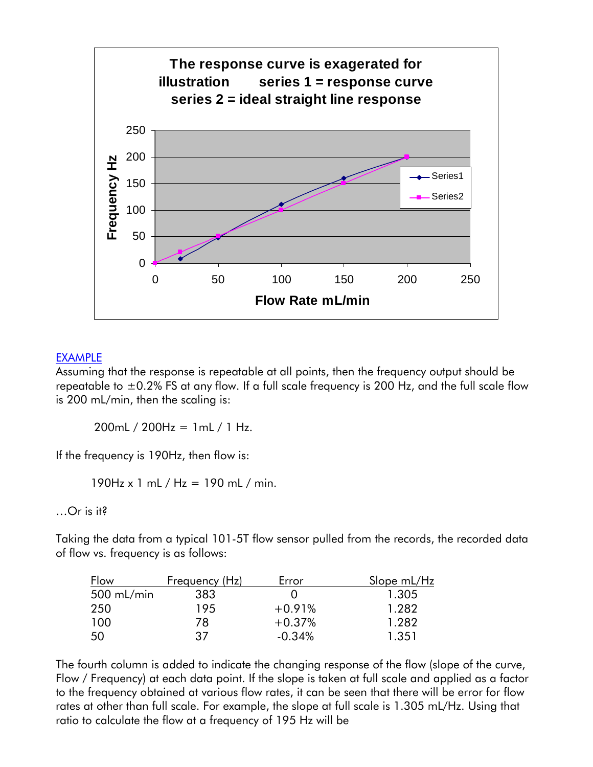**The response curve is exagerated for illustration series 1 = response curve series 2 = ideal straight line response**

EXAMPLE

Assuming that the response is repeatable at all points, then the frequency output should be repeatable to ±0.2% FS at any flow. If a full scale frequency is 200 Hz, and the full scale flow is 200 mL/min, then the scaling is:

200mL / 200Hz = 1mL / 1 Hz.

If the frequency is 190Hz, then flow is:

190Hz x 1 mL / Hz = 190 mL / min.

…Or is it?

Taking the data from a typical 101-5T flow sensor pulled from the records, the recorded data of flow vs. frequency is as follows:

| Flow | Frequency (Hz) | Error | Slope mL/Hz |
|---|---|---|---|
| 500 mL/min | 383 | 0 | 1.305 |
| 250 | 195 | +0.91% | 1.282 |
| 100 | 78 | +0.37% | 1.282 |
| 50 | 37 | -0.34% | 1.351 |

The fourth column is added to indicate the changing response of the flow (slope of the curve, Flow / Frequency) at each data point. If the slope is taken at full scale and applied as a factor to the frequency obtained at various flow rates, it can be seen that there will be error for flow rates at other than full scale. For example, the slope at full scale is 1.305 mL/Hz. Using that ratio to calculate the flow at a frequency of 195 Hz will be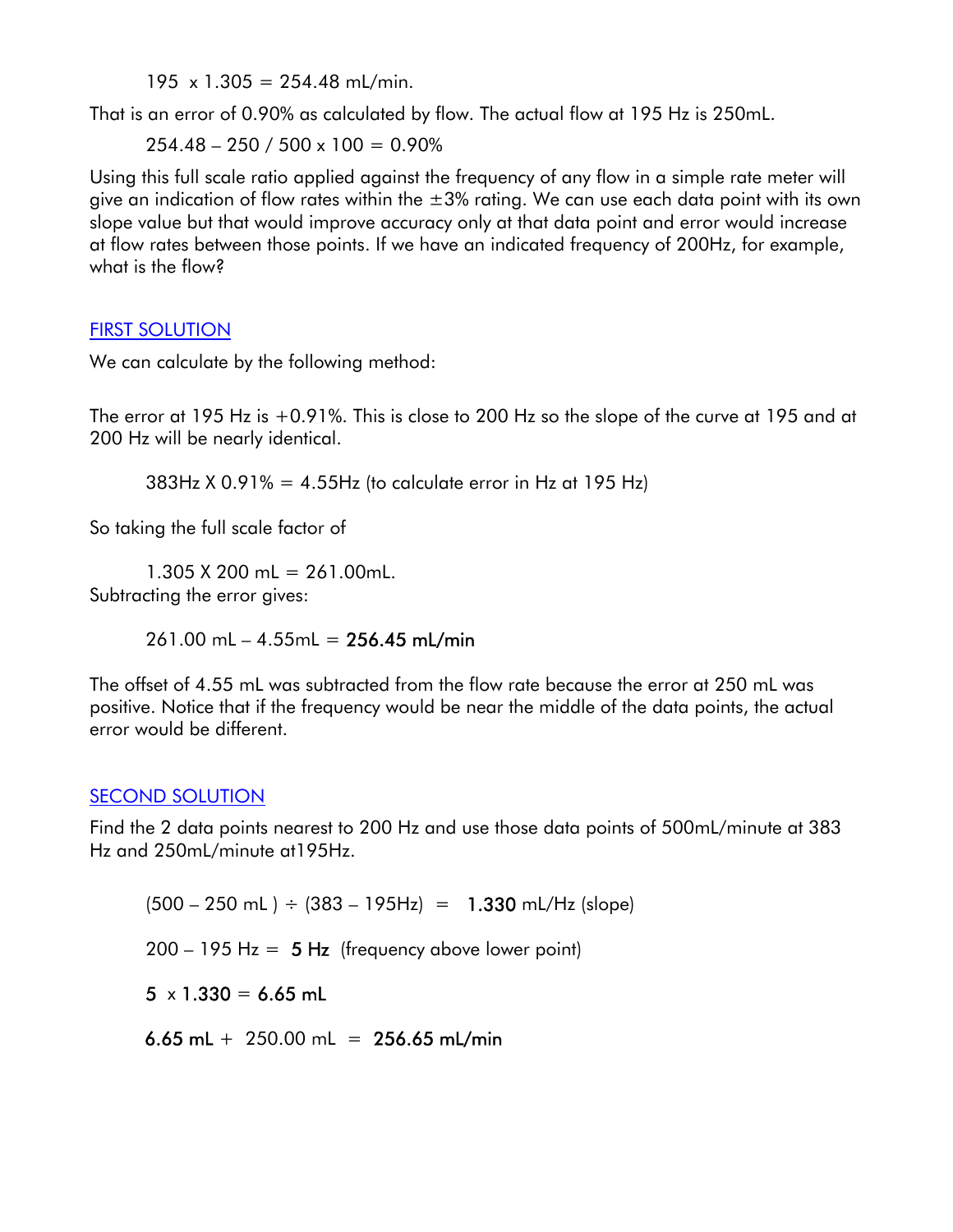$195 \times 1.305 = 254.48$ mL/min.

That is an error of 0.90% as calculated by flow. The actual flow at 195 Hz is 250mL.

$254.48 - 250 / 500 \times 100 = 0.90\%$

Using this full scale ratio applied against the frequency of any flow in a simple rate meter will give an indication of flow rates within the ±3% rating. We can use each data point with its own slope value but that would improve accuracy only at that data point and error would increase at flow rates between those points. If we have an indicated frequency of 200Hz, for example, what is the flow?

## FIRST SOLUTION

We can calculate by the following method:

The error at 195 Hz is +0.91%. This is close to 200 Hz so the slope of the curve at 195 and at 200 Hz will be nearly identical.

383Hz X 0.91% = 4.55Hz (to calculate error in Hz at 195 Hz)

So taking the full scale factor of

1.305 X 200 mL = 261.00mL.

Subtracting the error gives:

261.00 mL – 4.55mL = **256.45 mL/min**

The offset of 4.55 mL was subtracted from the flow rate because the error at 250 mL was positive. Notice that if the frequency would be near the middle of the data points, the actual error would be different.

## SECOND SOLUTION

Find the 2 data points nearest to 200 Hz and use those data points of 500mL/minute at 383 Hz and 250mL/minute at195Hz.

(500 – 250 mL ) ÷ (383 – 195Hz) = **1.330** mL/Hz (slope)

200 – 195 Hz = **5 Hz** (frequency above lower point)

**5** x **1.330** = **6.65 mL**

**6.65 mL** + 250.00 mL = **256.65 mL/min**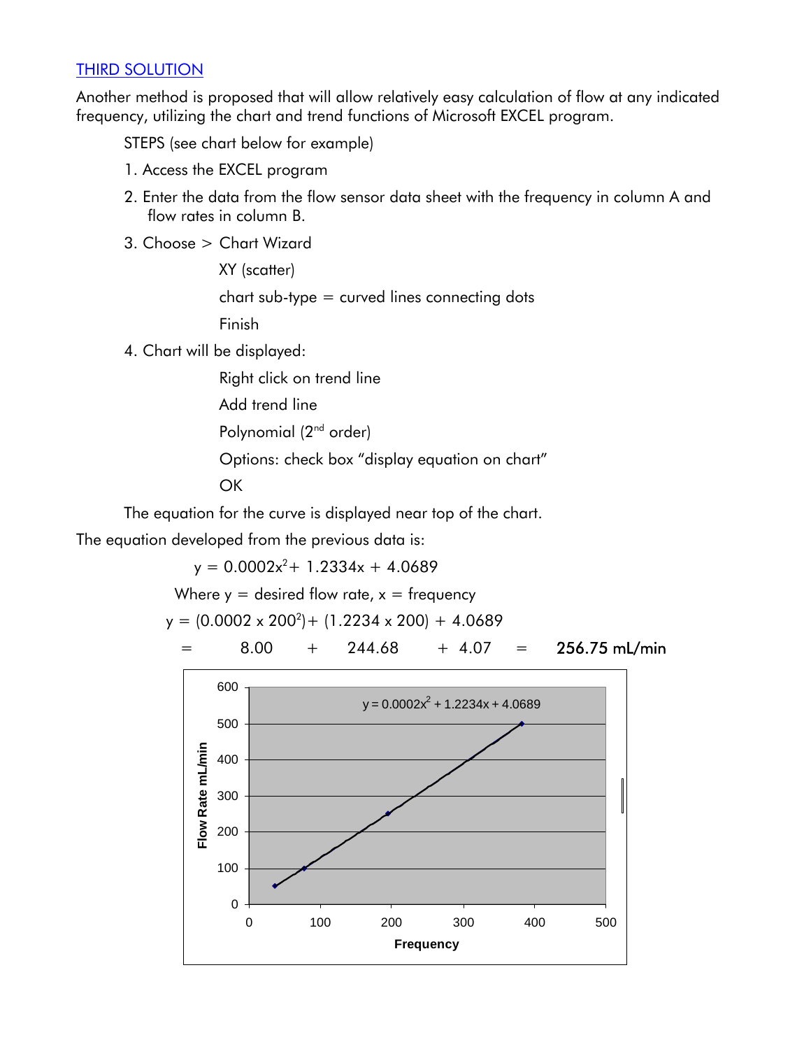## THIRD SOLUTION

Another method is proposed that will allow relatively easy calculation of flow at any indicated frequency, utilizing the chart and trend functions of Microsoft EXCEL program.

STEPS (see chart below for example)

1. Access the EXCEL program
2. Enter the data from the flow sensor data sheet with the frequency in column A and flow rates in column B.
3. Choose > Chart Wizard

   XY (scatter)

   chart sub-type = curved lines connecting dots

   Finish
4. Chart will be displayed:

   Right click on trend line

   Add trend line

   Polynomial (2nd order)

   Options: check box "display equation on chart"

   OK

The equation for the curve is displayed near top of the chart.

The equation developed from the previous data is:

$$y = 0.0002x^2 + 1.2334x + 4.0689$$

Where y = desired flow rate, x = frequency

$$y = (0.0002 \times 200^2) + (1.2234 \times 200) + 4.0689$$

$$= \quad 8.00 \quad + \quad 244.68 \quad + \; 4.07 \quad = \quad \mathbf{256.75\ mL/min}$$

$y = 0.0002x^2 + 1.2234x + 4.0689$

Flow Rate mL/min

Frequency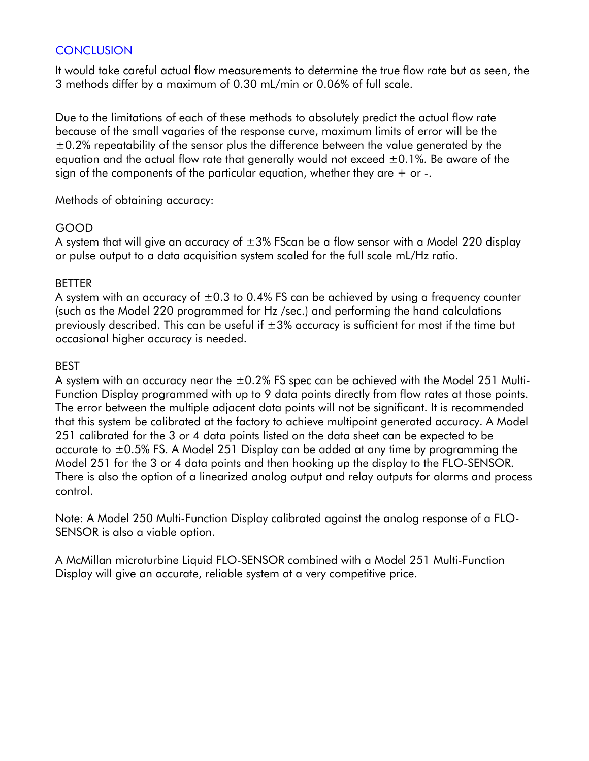## CONCLUSION

It would take careful actual flow measurements to determine the true flow rate but as seen, the 3 methods differ by a maximum of 0.30 mL/min or 0.06% of full scale.

Due to the limitations of each of these methods to absolutely predict the actual flow rate because of the small vagaries of the response curve, maximum limits of error will be the ±0.2% repeatability of the sensor plus the difference between the value generated by the equation and the actual flow rate that generally would not exceed ±0.1%. Be aware of the sign of the components of the particular equation, whether they are + or -.

Methods of obtaining accuracy:

GOOD
A system that will give an accuracy of ±3% FScan be a flow sensor with a Model 220 display or pulse output to a data acquisition system scaled for the full scale mL/Hz ratio.

BETTER
A system with an accuracy of ±0.3 to 0.4% FS can be achieved by using a frequency counter (such as the Model 220 programmed for Hz /sec.) and performing the hand calculations previously described. This can be useful if ±3% accuracy is sufficient for most if the time but occasional higher accuracy is needed.

BEST
A system with an accuracy near the ±0.2% FS spec can be achieved with the Model 251 Multi-Function Display programmed with up to 9 data points directly from flow rates at those points. The error between the multiple adjacent data points will not be significant. It is recommended that this system be calibrated at the factory to achieve multipoint generated accuracy. A Model 251 calibrated for the 3 or 4 data points listed on the data sheet can be expected to be accurate to ±0.5% FS. A Model 251 Display can be added at any time by programming the Model 251 for the 3 or 4 data points and then hooking up the display to the FLO-SENSOR. There is also the option of a linearized analog output and relay outputs for alarms and process control.

Note: A Model 250 Multi-Function Display calibrated against the analog response of a FLO-SENSOR is also a viable option.

A McMillan microturbine Liquid FLO-SENSOR combined with a Model 251 Multi-Function Display will give an accurate, reliable system at a very competitive price.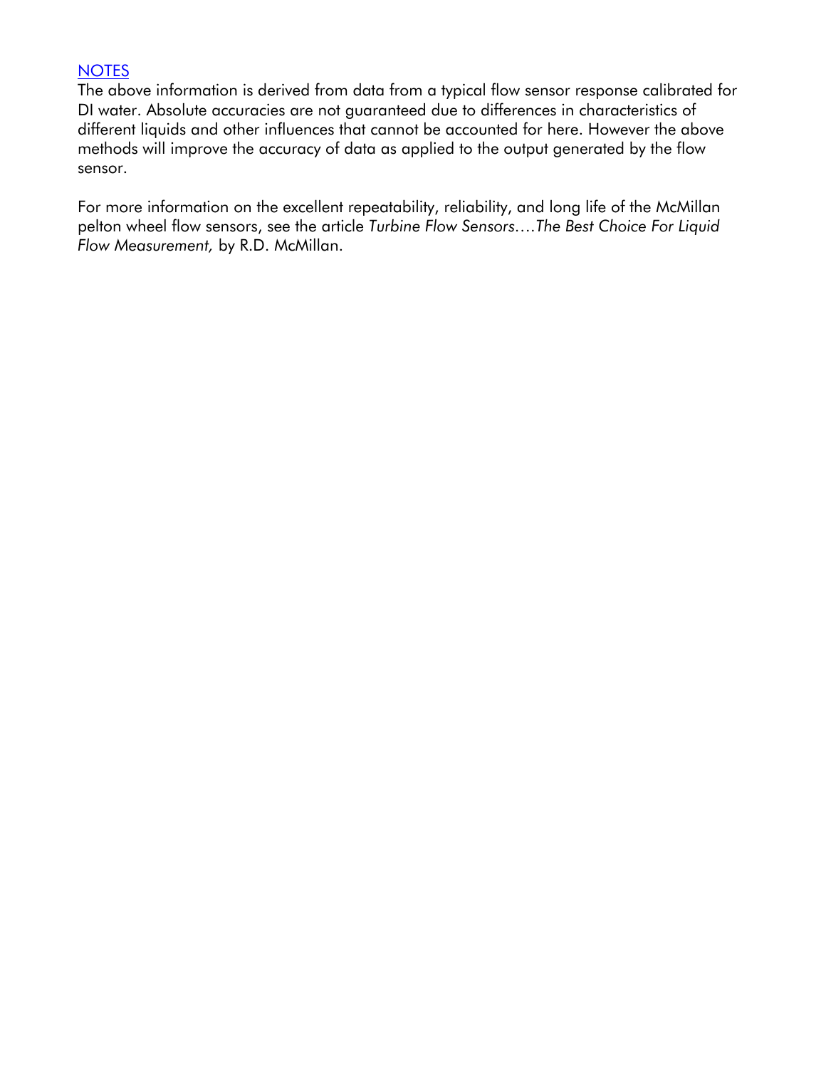## NOTES

The above information is derived from data from a typical flow sensor response calibrated for DI water. Absolute accuracies are not guaranteed due to differences in characteristics of different liquids and other influences that cannot be accounted for here. However the above methods will improve the accuracy of data as applied to the output generated by the flow sensor.

For more information on the excellent repeatability, reliability, and long life of the McMillan pelton wheel flow sensors, see the article *Turbine Flow Sensors….The Best Choice For Liquid Flow Measurement,* by R.D. McMillan.